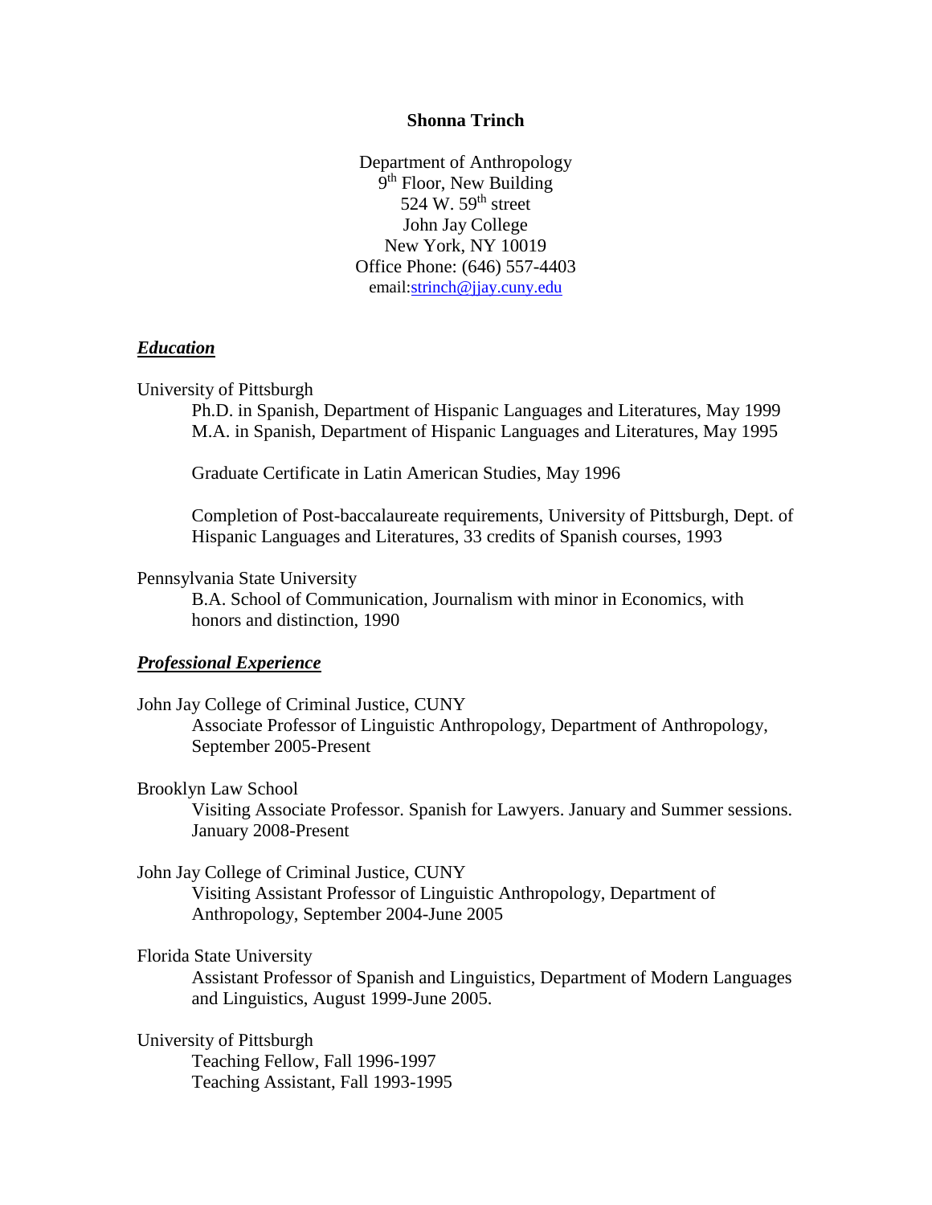**Shonna Trinch**

Department of Anthropology
9th Floor, New Building
524 W. 59th street
John Jay College
New York, NY 10019
Office Phone: (646) 557-4403
email:strinch@jjay.cuny.edu

## ***Education***

University of Pittsburgh

Ph.D. in Spanish, Department of Hispanic Languages and Literatures, May 1999
M.A. in Spanish, Department of Hispanic Languages and Literatures, May 1995

Graduate Certificate in Latin American Studies, May 1996

Completion of Post-baccalaureate requirements, University of Pittsburgh, Dept. of Hispanic Languages and Literatures, 33 credits of Spanish courses, 1993

Pennsylvania State University

B.A. School of Communication, Journalism with minor in Economics, with honors and distinction, 1990

## ***Professional Experience***

John Jay College of Criminal Justice, CUNY

Associate Professor of Linguistic Anthropology, Department of Anthropology, September 2005-Present

Brooklyn Law School

Visiting Associate Professor. Spanish for Lawyers. January and Summer sessions. January 2008-Present

John Jay College of Criminal Justice, CUNY

Visiting Assistant Professor of Linguistic Anthropology, Department of Anthropology, September 2004-June 2005

Florida State University

Assistant Professor of Spanish and Linguistics, Department of Modern Languages and Linguistics, August 1999-June 2005.

University of Pittsburgh

Teaching Fellow, Fall 1996-1997
Teaching Assistant, Fall 1993-1995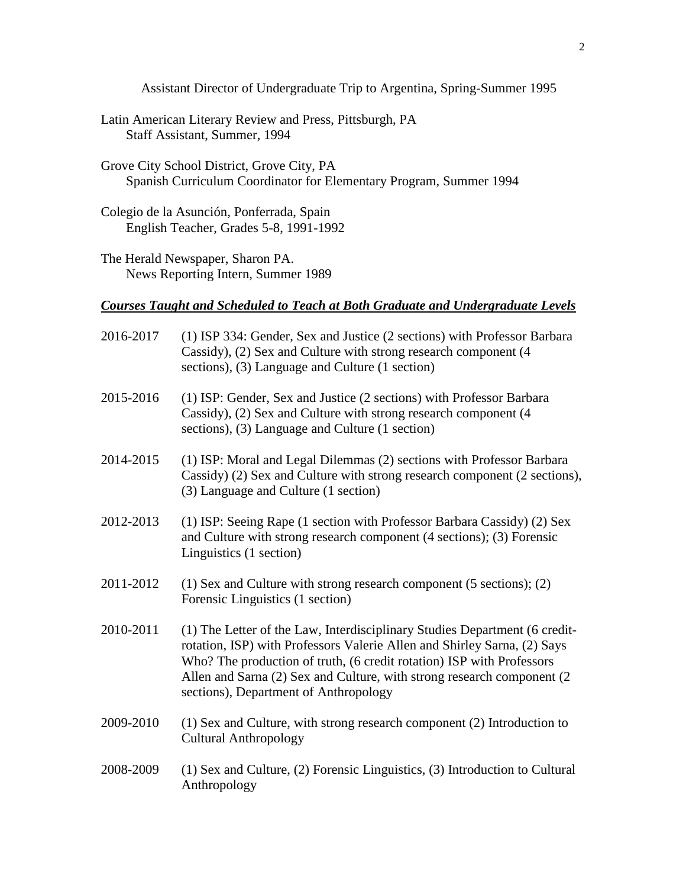Assistant Director of Undergraduate Trip to Argentina, Spring-Summer 1995

Latin American Literary Review and Press, Pittsburgh, PA
  Staff Assistant, Summer, 1994

Grove City School District, Grove City, PA
  Spanish Curriculum Coordinator for Elementary Program, Summer 1994

Colegio de la Asunción, Ponferrada, Spain
  English Teacher, Grades 5-8, 1991-1992

The Herald Newspaper, Sharon PA.
  News Reporting Intern, Summer 1989

### ***Courses Taught and Scheduled to Teach at Both Graduate and Undergraduate Levels***

2016-2017 (1) ISP 334: Gender, Sex and Justice (2 sections) with Professor Barbara Cassidy), (2) Sex and Culture with strong research component (4 sections), (3) Language and Culture (1 section)

2015-2016 (1) ISP: Gender, Sex and Justice (2 sections) with Professor Barbara Cassidy), (2) Sex and Culture with strong research component (4 sections), (3) Language and Culture (1 section)

2014-2015 (1) ISP: Moral and Legal Dilemmas (2) sections with Professor Barbara Cassidy) (2) Sex and Culture with strong research component (2 sections), (3) Language and Culture (1 section)

2012-2013 (1) ISP: Seeing Rape (1 section with Professor Barbara Cassidy) (2) Sex and Culture with strong research component (4 sections); (3) Forensic Linguistics (1 section)

2011-2012 (1) Sex and Culture with strong research component (5 sections); (2) Forensic Linguistics (1 section)

2010-2011 (1) The Letter of the Law, Interdisciplinary Studies Department (6 credit-rotation, ISP) with Professors Valerie Allen and Shirley Sarna, (2) Says Who? The production of truth, (6 credit rotation) ISP with Professors Allen and Sarna (2) Sex and Culture, with strong research component (2 sections), Department of Anthropology

2009-2010 (1) Sex and Culture, with strong research component (2) Introduction to Cultural Anthropology

2008-2009 (1) Sex and Culture, (2) Forensic Linguistics, (3) Introduction to Cultural Anthropology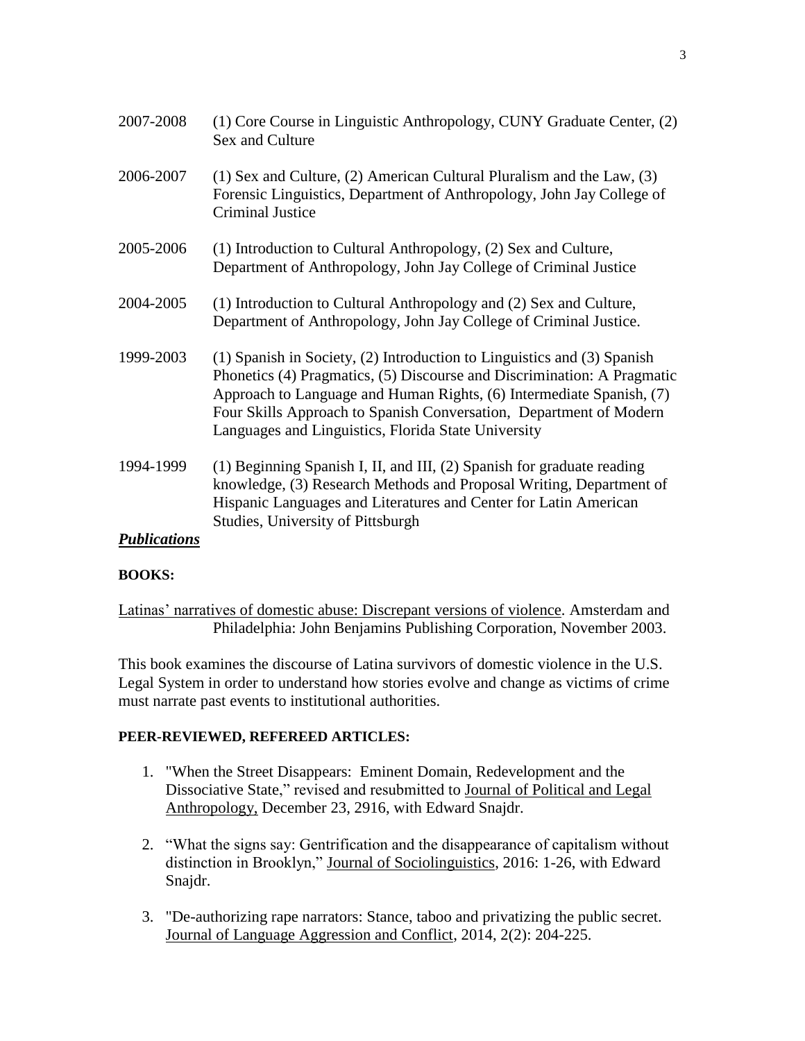2007-2008 (1) Core Course in Linguistic Anthropology, CUNY Graduate Center, (2) Sex and Culture

2006-2007 (1) Sex and Culture, (2) American Cultural Pluralism and the Law, (3) Forensic Linguistics, Department of Anthropology, John Jay College of Criminal Justice

2005-2006 (1) Introduction to Cultural Anthropology, (2) Sex and Culture, Department of Anthropology, John Jay College of Criminal Justice

2004-2005 (1) Introduction to Cultural Anthropology and (2) Sex and Culture, Department of Anthropology, John Jay College of Criminal Justice.

1999-2003 (1) Spanish in Society, (2) Introduction to Linguistics and (3) Spanish Phonetics (4) Pragmatics, (5) Discourse and Discrimination: A Pragmatic Approach to Language and Human Rights, (6) Intermediate Spanish, (7) Four Skills Approach to Spanish Conversation, Department of Modern Languages and Linguistics, Florida State University

1994-1999 (1) Beginning Spanish I, II, and III, (2) Spanish for graduate reading knowledge, (3) Research Methods and Proposal Writing, Department of Hispanic Languages and Literatures and Center for Latin American Studies, University of Pittsburgh

## ***Publications***

**BOOKS:**

Latinas' narratives of domestic abuse: Discrepant versions of violence. Amsterdam and Philadelphia: John Benjamins Publishing Corporation, November 2003.

This book examines the discourse of Latina survivors of domestic violence in the U.S. Legal System in order to understand how stories evolve and change as victims of crime must narrate past events to institutional authorities.

**PEER-REVIEWED, REFEREED ARTICLES:**

1. "When the Street Disappears: Eminent Domain, Redevelopment and the Dissociative State," revised and resubmitted to Journal of Political and Legal Anthropology, December 23, 2916, with Edward Snajdr.

2. "What the signs say: Gentrification and the disappearance of capitalism without distinction in Brooklyn," Journal of Sociolinguistics, 2016: 1-26, with Edward Snajdr.

3. "De-authorizing rape narrators: Stance, taboo and privatizing the public secret. Journal of Language Aggression and Conflict, 2014, 2(2): 204-225.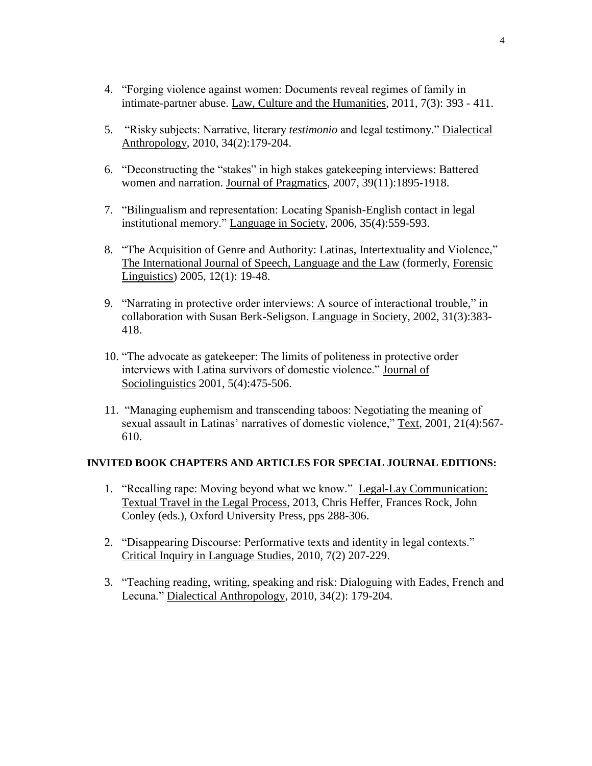4. "Forging violence against women: Documents reveal regimes of family in intimate-partner abuse. Law, Culture and the Humanities, 2011, 7(3): 393 - 411.

5. "Risky subjects: Narrative, literary *testimonio* and legal testimony." Dialectical Anthropology, 2010, 34(2):179-204.

6. "Deconstructing the "stakes" in high stakes gatekeeping interviews: Battered women and narration. Journal of Pragmatics, 2007, 39(11):1895-1918.

7. "Bilingualism and representation: Locating Spanish-English contact in legal institutional memory." Language in Society, 2006, 35(4):559-593.

8. "The Acquisition of Genre and Authority: Latinas, Intertextuality and Violence," The International Journal of Speech, Language and the Law (formerly, Forensic Linguistics) 2005, 12(1): 19-48.

9. "Narrating in protective order interviews: A source of interactional trouble," in collaboration with Susan Berk-Seligson. Language in Society, 2002, 31(3):383-418.

10. "The advocate as gatekeeper: The limits of politeness in protective order interviews with Latina survivors of domestic violence." Journal of Sociolinguistics 2001, 5(4):475-506.

11. "Managing euphemism and transcending taboos: Negotiating the meaning of sexual assault in Latinas' narratives of domestic violence," Text, 2001, 21(4):567-610.

**INVITED BOOK CHAPTERS AND ARTICLES FOR SPECIAL JOURNAL EDITIONS:**

1. "Recalling rape: Moving beyond what we know." Legal-Lay Communication: Textual Travel in the Legal Process, 2013, Chris Heffer, Frances Rock, John Conley (eds.), Oxford University Press, pps 288-306.

2. "Disappearing Discourse: Performative texts and identity in legal contexts." Critical Inquiry in Language Studies, 2010, 7(2) 207-229.

3. "Teaching reading, writing, speaking and risk: Dialoguing with Eades, French and Lecuna." Dialectical Anthropology, 2010, 34(2): 179-204.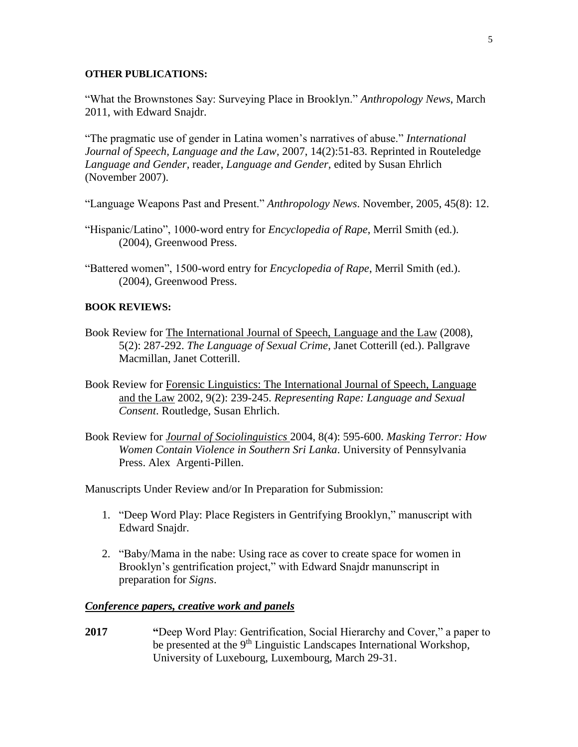**OTHER PUBLICATIONS:**

"What the Brownstones Say: Surveying Place in Brooklyn." *Anthropology News*, March 2011, with Edward Snajdr.

"The pragmatic use of gender in Latina women's narratives of abuse." *International Journal of Speech, Language and the Law*, 2007, 14(2):51-83. Reprinted in Routeledge *Language and Gender,* reader, *Language and Gender,* edited by Susan Ehrlich (November 2007).

"Language Weapons Past and Present." *Anthropology News*. November, 2005, 45(8): 12.

"Hispanic/Latino", 1000-word entry for *Encyclopedia of Rape*, Merril Smith (ed.). (2004), Greenwood Press.

"Battered women", 1500-word entry for *Encyclopedia of Rape*, Merril Smith (ed.). (2004), Greenwood Press.

**BOOK REVIEWS:**

Book Review for The International Journal of Speech, Language and the Law (2008), 5(2): 287-292. *The Language of Sexual Crime*, Janet Cotterill (ed.). Pallgrave Macmillan, Janet Cotterill.

Book Review for Forensic Linguistics: The International Journal of Speech, Language and the Law 2002, 9(2): 239-245. *Representing Rape: Language and Sexual Consent*. Routledge, Susan Ehrlich.

Book Review for ***Journal of Sociolinguistics*** 2004, 8(4): 595-600. *Masking Terror: How Women Contain Violence in Southern Sri Lanka*. University of Pennsylvania Press. Alex Argenti-Pillen.

Manuscripts Under Review and/or In Preparation for Submission:

1. "Deep Word Play: Place Registers in Gentrifying Brooklyn," manuscript with Edward Snajdr.

2. "Baby/Mama in the nabe: Using race as cover to create space for women in Brooklyn's gentrification project," with Edward Snajdr manunscript in preparation for *Signs*.

***Conference papers, creative work and panels***

**2017** **"**Deep Word Play: Gentrification, Social Hierarchy and Cover," a paper to be presented at the 9th Linguistic Landscapes International Workshop, University of Luxebourg, Luxembourg, March 29-31.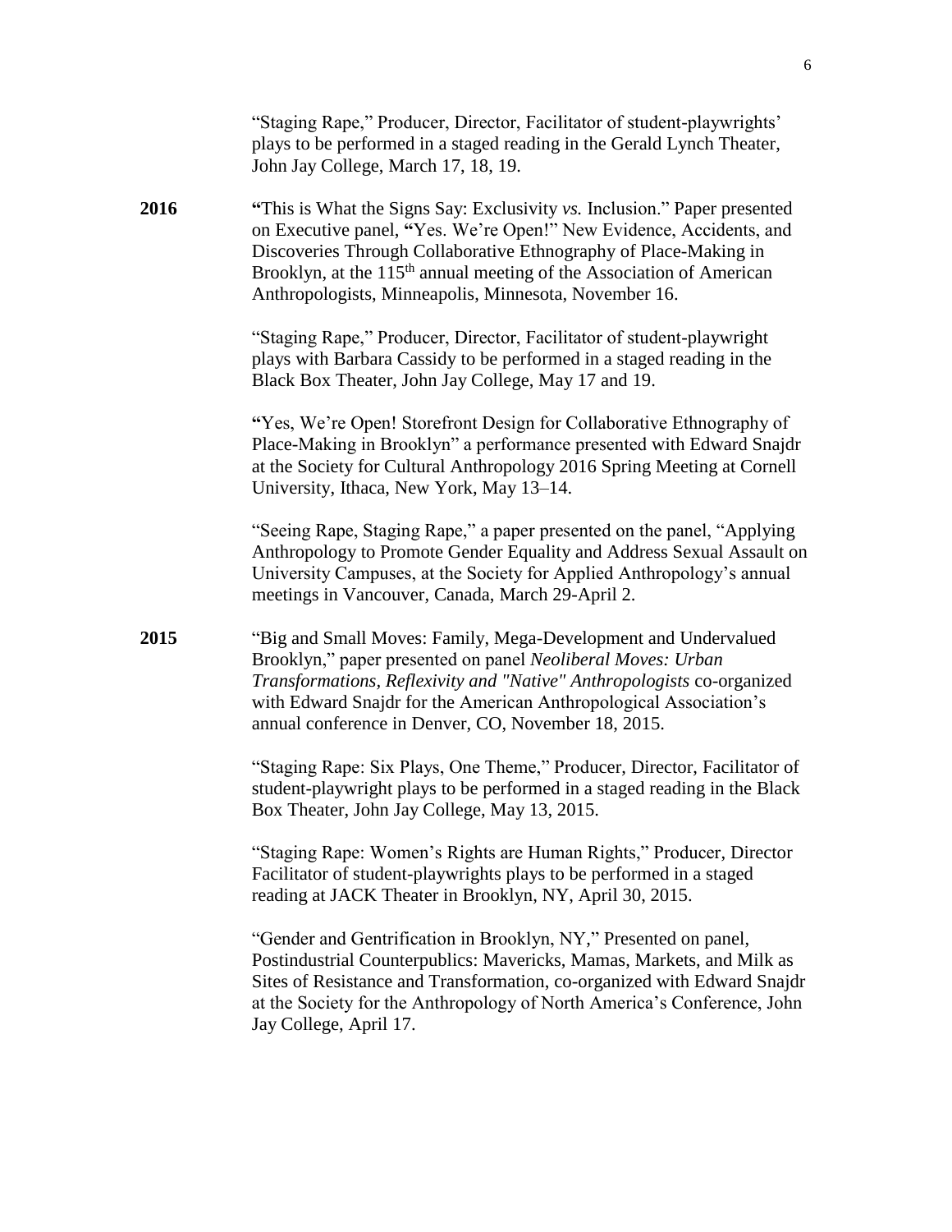"Staging Rape," Producer, Director, Facilitator of student-playwrights' plays to be performed in a staged reading in the Gerald Lynch Theater, John Jay College, March 17, 18, 19.

**2016** **"**This is What the Signs Say: Exclusivity *vs.* Inclusion." Paper presented on Executive panel, **"**Yes. We're Open!" New Evidence, Accidents, and Discoveries Through Collaborative Ethnography of Place-Making in Brooklyn, at the 115th annual meeting of the Association of American Anthropologists, Minneapolis, Minnesota, November 16.

"Staging Rape," Producer, Director, Facilitator of student-playwright plays with Barbara Cassidy to be performed in a staged reading in the Black Box Theater, John Jay College, May 17 and 19.

**"**Yes, We're Open! Storefront Design for Collaborative Ethnography of Place-Making in Brooklyn" a performance presented with Edward Snajdr at the Society for Cultural Anthropology 2016 Spring Meeting at Cornell University, Ithaca, New York, May 13–14.

"Seeing Rape, Staging Rape," a paper presented on the panel, "Applying Anthropology to Promote Gender Equality and Address Sexual Assault on University Campuses, at the Society for Applied Anthropology's annual meetings in Vancouver, Canada, March 29-April 2.

**2015** "Big and Small Moves: Family, Mega-Development and Undervalued Brooklyn," paper presented on panel *Neoliberal Moves: Urban Transformations, Reflexivity and "Native" Anthropologists* co-organized with Edward Snajdr for the American Anthropological Association's annual conference in Denver, CO, November 18, 2015.

"Staging Rape: Six Plays, One Theme," Producer, Director, Facilitator of student-playwright plays to be performed in a staged reading in the Black Box Theater, John Jay College, May 13, 2015.

"Staging Rape: Women's Rights are Human Rights," Producer, Director Facilitator of student-playwrights plays to be performed in a staged reading at JACK Theater in Brooklyn, NY, April 30, 2015.

"Gender and Gentrification in Brooklyn, NY," Presented on panel, Postindustrial Counterpublics: Mavericks, Mamas, Markets, and Milk as Sites of Resistance and Transformation, co-organized with Edward Snajdr at the Society for the Anthropology of North America's Conference, John Jay College, April 17.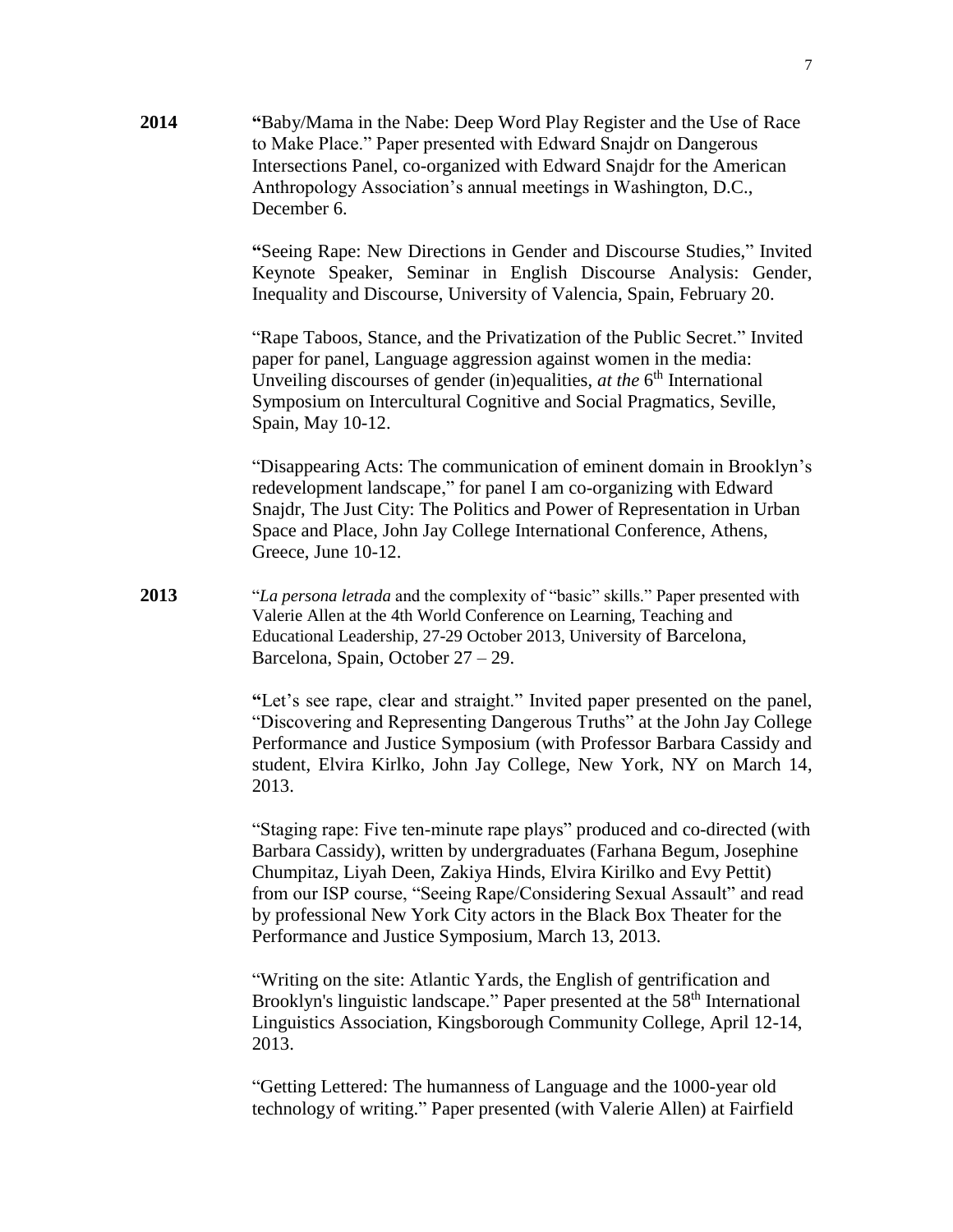**2014** **"**Baby/Mama in the Nabe: Deep Word Play Register and the Use of Race to Make Place." Paper presented with Edward Snajdr on Dangerous Intersections Panel, co-organized with Edward Snajdr for the American Anthropology Association's annual meetings in Washington, D.C., December 6.

**"**Seeing Rape: New Directions in Gender and Discourse Studies," Invited Keynote Speaker, Seminar in English Discourse Analysis: Gender, Inequality and Discourse, University of Valencia, Spain, February 20.

"Rape Taboos, Stance, and the Privatization of the Public Secret." Invited paper for panel, Language aggression against women in the media: Unveiling discourses of gender (in)equalities, *at the* 6th International Symposium on Intercultural Cognitive and Social Pragmatics, Seville, Spain, May 10-12.

"Disappearing Acts: The communication of eminent domain in Brooklyn's redevelopment landscape," for panel I am co-organizing with Edward Snajdr, The Just City: The Politics and Power of Representation in Urban Space and Place, John Jay College International Conference, Athens, Greece, June 10-12.

**2013** "*La persona letrada* and the complexity of "basic" skills." Paper presented with Valerie Allen at the 4th World Conference on Learning, Teaching and Educational Leadership, 27-29 October 2013, University of Barcelona, Barcelona, Spain, October 27 – 29.

**"**Let's see rape, clear and straight." Invited paper presented on the panel, "Discovering and Representing Dangerous Truths" at the John Jay College Performance and Justice Symposium (with Professor Barbara Cassidy and student, Elvira Kirlko, John Jay College, New York, NY on March 14, 2013.

"Staging rape: Five ten-minute rape plays" produced and co-directed (with Barbara Cassidy), written by undergraduates (Farhana Begum, Josephine Chumpitaz, Liyah Deen, Zakiya Hinds, Elvira Kirilko and Evy Pettit) from our ISP course, "Seeing Rape/Considering Sexual Assault" and read by professional New York City actors in the Black Box Theater for the Performance and Justice Symposium, March 13, 2013.

"Writing on the site: Atlantic Yards, the English of gentrification and Brooklyn's linguistic landscape." Paper presented at the 58th International Linguistics Association, Kingsborough Community College, April 12-14, 2013.

"Getting Lettered: The humanness of Language and the 1000-year old technology of writing." Paper presented (with Valerie Allen) at Fairfield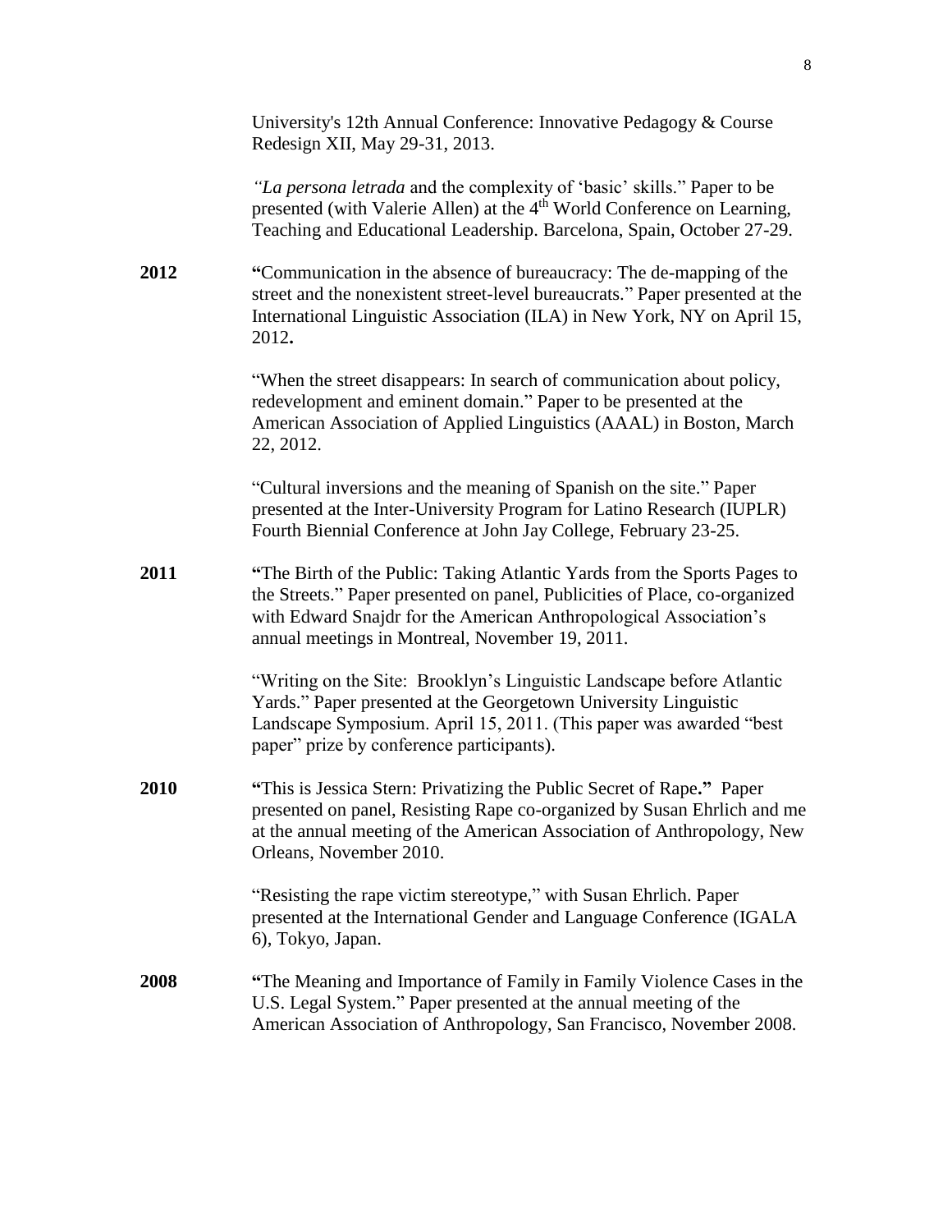University's 12th Annual Conference: Innovative Pedagogy & Course Redesign XII, May 29-31, 2013.

*"La persona letrada* and the complexity of 'basic' skills." Paper to be presented (with Valerie Allen) at the 4th World Conference on Learning, Teaching and Educational Leadership. Barcelona, Spain, October 27-29.

**2012** **"**Communication in the absence of bureaucracy: The de-mapping of the street and the nonexistent street-level bureaucrats." Paper presented at the International Linguistic Association (ILA) in New York, NY on April 15, 2012**.**

"When the street disappears: In search of communication about policy, redevelopment and eminent domain." Paper to be presented at the American Association of Applied Linguistics (AAAL) in Boston, March 22, 2012.

"Cultural inversions and the meaning of Spanish on the site." Paper presented at the Inter-University Program for Latino Research (IUPLR) Fourth Biennial Conference at John Jay College, February 23-25.

**2011** **"**The Birth of the Public: Taking Atlantic Yards from the Sports Pages to the Streets." Paper presented on panel, Publicities of Place, co-organized with Edward Snajdr for the American Anthropological Association's annual meetings in Montreal, November 19, 2011.

"Writing on the Site: Brooklyn's Linguistic Landscape before Atlantic Yards." Paper presented at the Georgetown University Linguistic Landscape Symposium. April 15, 2011. (This paper was awarded "best paper" prize by conference participants).

**2010** **"**This is Jessica Stern: Privatizing the Public Secret of Rape**."** Paper presented on panel, Resisting Rape co-organized by Susan Ehrlich and me at the annual meeting of the American Association of Anthropology, New Orleans, November 2010.

"Resisting the rape victim stereotype," with Susan Ehrlich. Paper presented at the International Gender and Language Conference (IGALA 6), Tokyo, Japan.

**2008** **"**The Meaning and Importance of Family in Family Violence Cases in the U.S. Legal System." Paper presented at the annual meeting of the American Association of Anthropology, San Francisco, November 2008.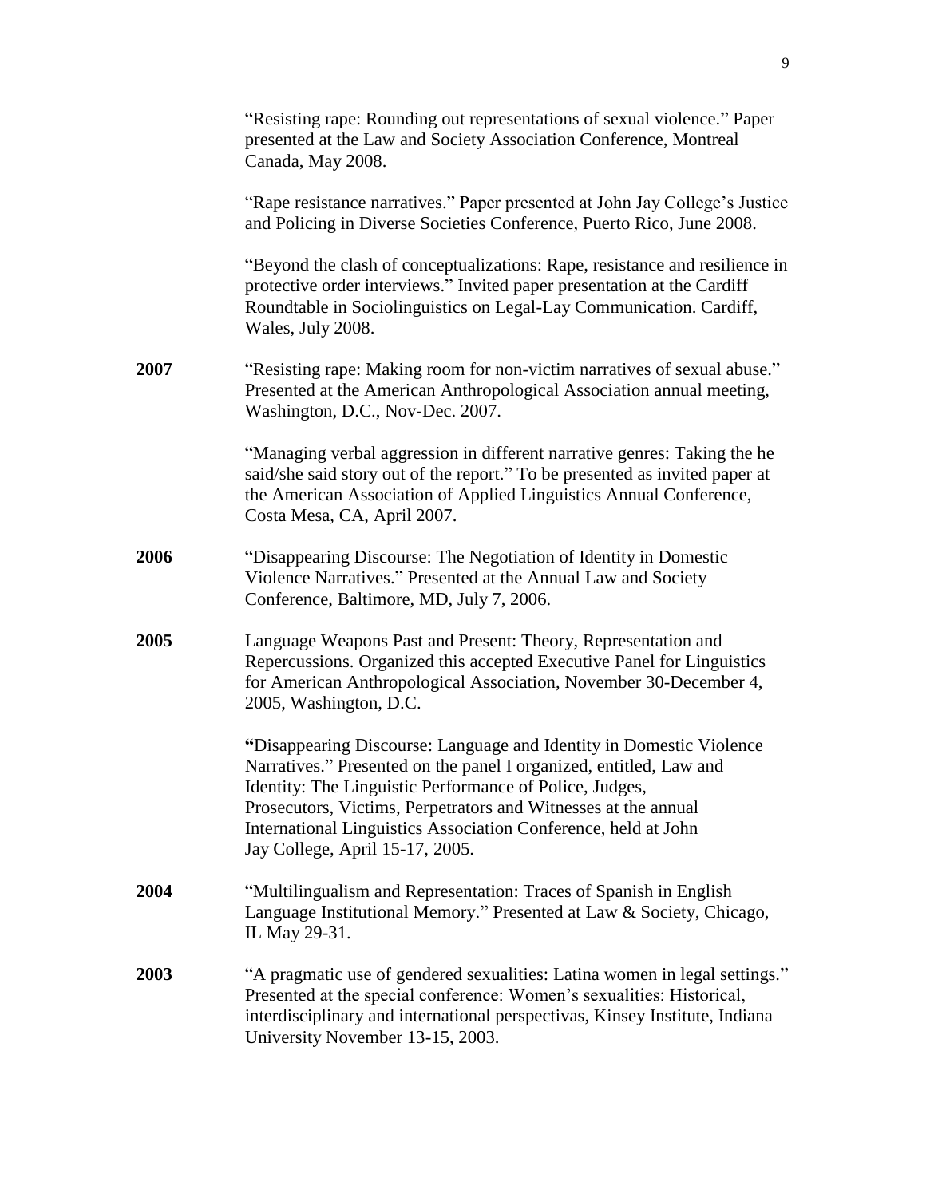"Resisting rape: Rounding out representations of sexual violence." Paper presented at the Law and Society Association Conference, Montreal Canada, May 2008.

"Rape resistance narratives." Paper presented at John Jay College's Justice and Policing in Diverse Societies Conference, Puerto Rico, June 2008.

"Beyond the clash of conceptualizations: Rape, resistance and resilience in protective order interviews." Invited paper presentation at the Cardiff Roundtable in Sociolinguistics on Legal-Lay Communication. Cardiff, Wales, July 2008.

**2007** "Resisting rape: Making room for non-victim narratives of sexual abuse." Presented at the American Anthropological Association annual meeting, Washington, D.C., Nov-Dec. 2007.

"Managing verbal aggression in different narrative genres: Taking the he said/she said story out of the report." To be presented as invited paper at the American Association of Applied Linguistics Annual Conference, Costa Mesa, CA, April 2007.

**2006** "Disappearing Discourse: The Negotiation of Identity in Domestic Violence Narratives." Presented at the Annual Law and Society Conference, Baltimore, MD, July 7, 2006.

**2005** Language Weapons Past and Present: Theory, Representation and Repercussions. Organized this accepted Executive Panel for Linguistics for American Anthropological Association, November 30-December 4, 2005, Washington, D.C.

**"**Disappearing Discourse: Language and Identity in Domestic Violence Narratives." Presented on the panel I organized, entitled, Law and Identity: The Linguistic Performance of Police, Judges, Prosecutors, Victims, Perpetrators and Witnesses at the annual International Linguistics Association Conference, held at John Jay College, April 15-17, 2005.

**2004** "Multilingualism and Representation: Traces of Spanish in English Language Institutional Memory." Presented at Law & Society, Chicago, IL May 29-31.

**2003** "A pragmatic use of gendered sexualities: Latina women in legal settings." Presented at the special conference: Women's sexualities: Historical, interdisciplinary and international perspectivas, Kinsey Institute, Indiana University November 13-15, 2003.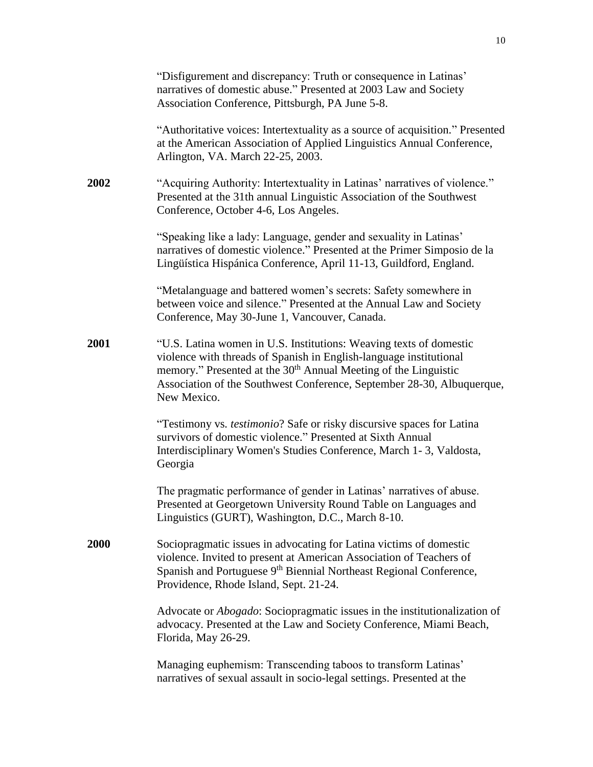"Disfigurement and discrepancy: Truth or consequence in Latinas' narratives of domestic abuse." Presented at 2003 Law and Society Association Conference, Pittsburgh, PA June 5-8.

"Authoritative voices: Intertextuality as a source of acquisition." Presented at the American Association of Applied Linguistics Annual Conference, Arlington, VA. March 22-25, 2003.

**2002** "Acquiring Authority: Intertextuality in Latinas' narratives of violence." Presented at the 31th annual Linguistic Association of the Southwest Conference, October 4-6, Los Angeles.

"Speaking like a lady: Language, gender and sexuality in Latinas' narratives of domestic violence." Presented at the Primer Simposio de la Lingüística Hispánica Conference, April 11-13, Guildford, England.

"Metalanguage and battered women's secrets: Safety somewhere in between voice and silence." Presented at the Annual Law and Society Conference, May 30-June 1, Vancouver, Canada.

**2001** "U.S. Latina women in U.S. Institutions: Weaving texts of domestic violence with threads of Spanish in English-language institutional memory." Presented at the 30th Annual Meeting of the Linguistic Association of the Southwest Conference, September 28-30, Albuquerque, New Mexico.

"Testimony vs. *testimonio*? Safe or risky discursive spaces for Latina survivors of domestic violence." Presented at Sixth Annual Interdisciplinary Women's Studies Conference, March 1- 3, Valdosta, Georgia

The pragmatic performance of gender in Latinas' narratives of abuse. Presented at Georgetown University Round Table on Languages and Linguistics (GURT), Washington, D.C., March 8-10.

**2000** Sociopragmatic issues in advocating for Latina victims of domestic violence. Invited to present at American Association of Teachers of Spanish and Portuguese 9th Biennial Northeast Regional Conference, Providence, Rhode Island, Sept. 21-24.

Advocate or *Abogado*: Sociopragmatic issues in the institutionalization of advocacy. Presented at the Law and Society Conference, Miami Beach, Florida, May 26-29.

Managing euphemism: Transcending taboos to transform Latinas' narratives of sexual assault in socio-legal settings. Presented at the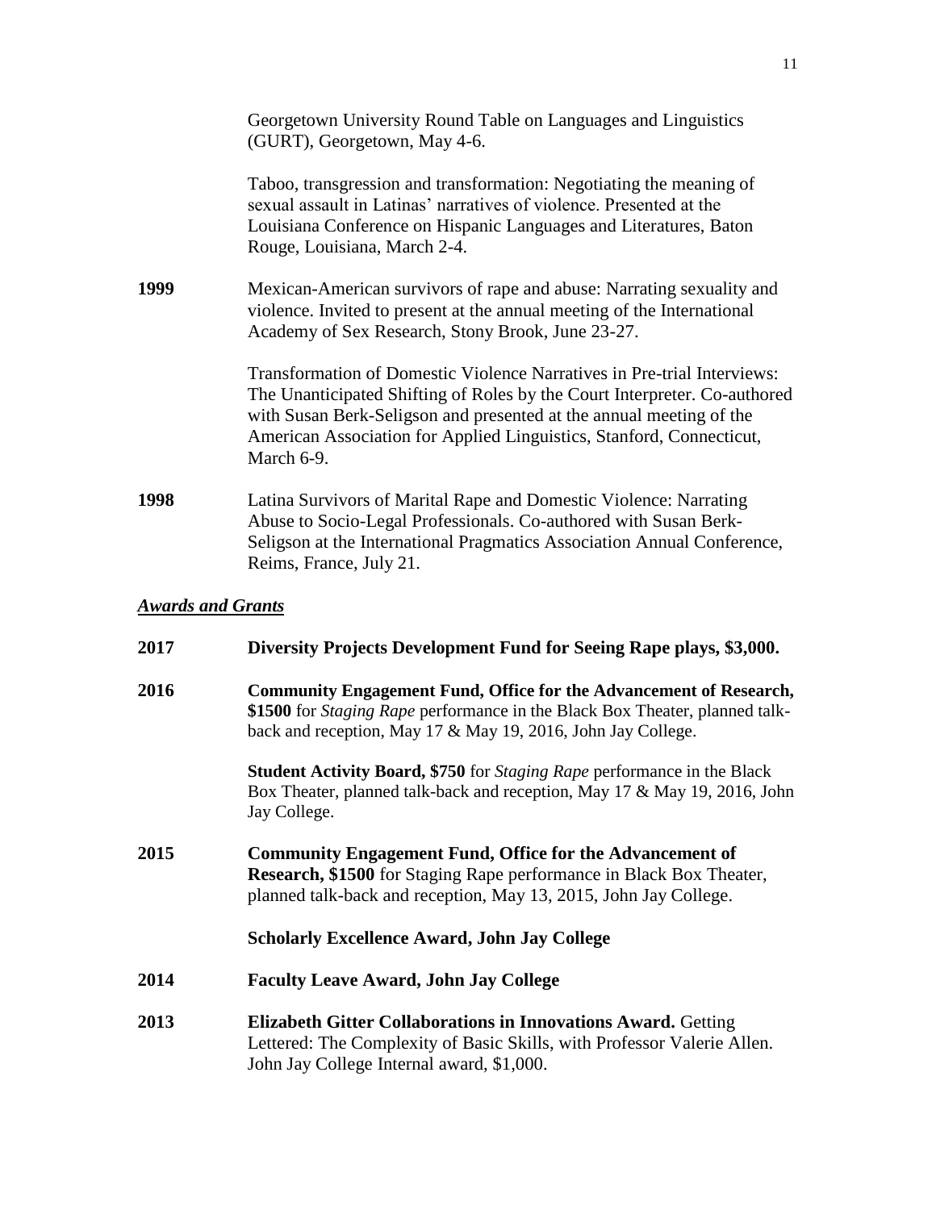Georgetown University Round Table on Languages and Linguistics (GURT), Georgetown, May 4-6.

Taboo, transgression and transformation: Negotiating the meaning of sexual assault in Latinas' narratives of violence. Presented at the Louisiana Conference on Hispanic Languages and Literatures, Baton Rouge, Louisiana, March 2-4.

**1999** Mexican-American survivors of rape and abuse: Narrating sexuality and violence. Invited to present at the annual meeting of the International Academy of Sex Research, Stony Brook, June 23-27.

Transformation of Domestic Violence Narratives in Pre-trial Interviews: The Unanticipated Shifting of Roles by the Court Interpreter. Co-authored with Susan Berk-Seligson and presented at the annual meeting of the American Association for Applied Linguistics, Stanford, Connecticut, March 6-9.

**1998** Latina Survivors of Marital Rape and Domestic Violence: Narrating Abuse to Socio-Legal Professionals. Co-authored with Susan Berk-Seligson at the International Pragmatics Association Annual Conference, Reims, France, July 21.

***Awards and Grants***

**2017** **Diversity Projects Development Fund for Seeing Rape plays, $3,000.**

**2016** **Community Engagement Fund, Office for the Advancement of Research, $1500** for *Staging Rape* performance in the Black Box Theater, planned talk-back and reception, May 17 & May 19, 2016, John Jay College.

**Student Activity Board, $750** for *Staging Rape* performance in the Black Box Theater, planned talk-back and reception, May 17 & May 19, 2016, John Jay College.

**2015** **Community Engagement Fund, Office for the Advancement of Research, $1500** for Staging Rape performance in Black Box Theater, planned talk-back and reception, May 13, 2015, John Jay College.

**Scholarly Excellence Award, John Jay College**

**2014** **Faculty Leave Award, John Jay College**

**2013** **Elizabeth Gitter Collaborations in Innovations Award.** Getting Lettered: The Complexity of Basic Skills, with Professor Valerie Allen. John Jay College Internal award, $1,000.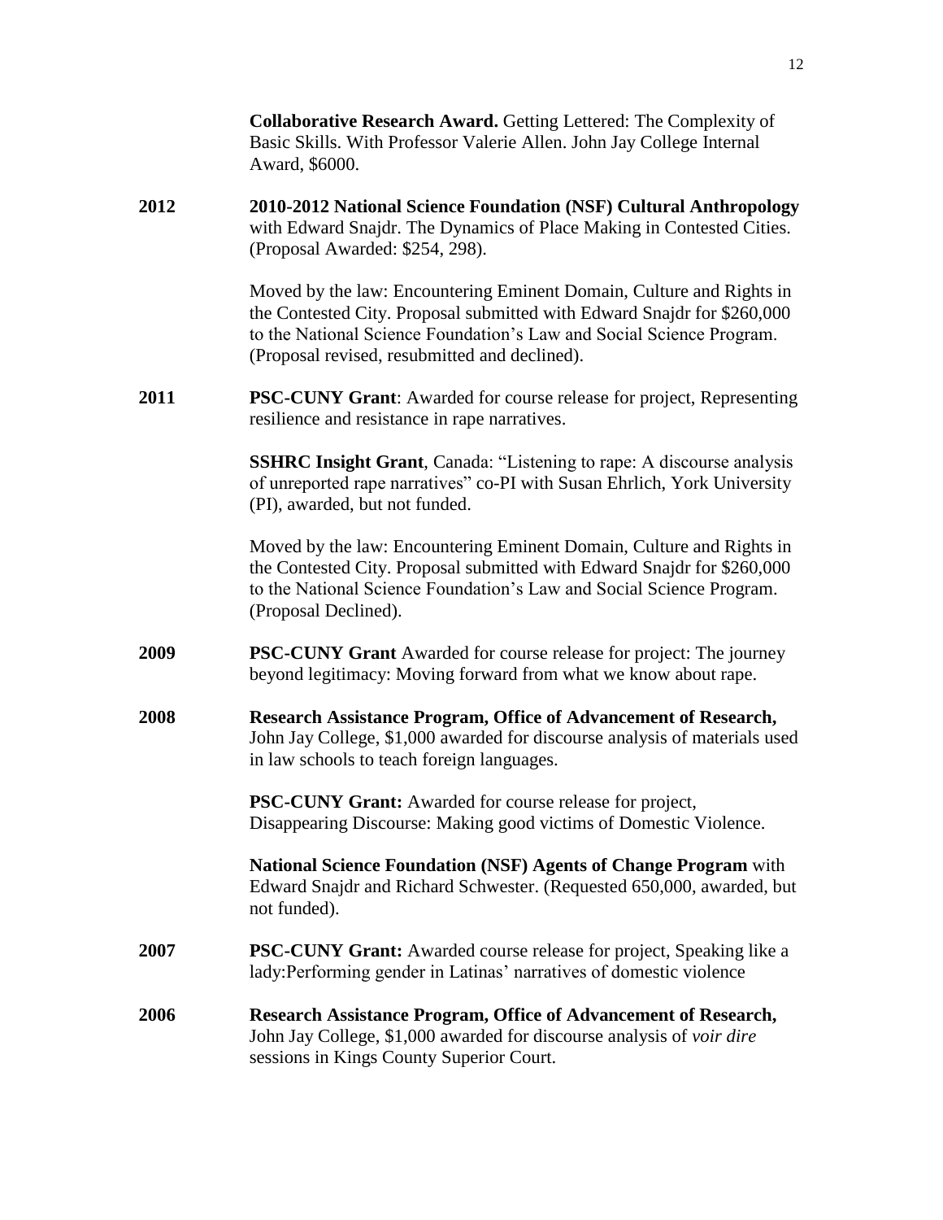**Collaborative Research Award.** Getting Lettered: The Complexity of Basic Skills. With Professor Valerie Allen. John Jay College Internal Award, $6000.

**2012** **2010-2012 National Science Foundation (NSF) Cultural Anthropology** with Edward Snajdr. The Dynamics of Place Making in Contested Cities. (Proposal Awarded: $254, 298).

Moved by the law: Encountering Eminent Domain, Culture and Rights in the Contested City. Proposal submitted with Edward Snajdr for $260,000 to the National Science Foundation's Law and Social Science Program. (Proposal revised, resubmitted and declined).

**2011** **PSC-CUNY Grant**: Awarded for course release for project, Representing resilience and resistance in rape narratives.

**SSHRC Insight Grant**, Canada: "Listening to rape: A discourse analysis of unreported rape narratives" co-PI with Susan Ehrlich, York University (PI), awarded, but not funded.

Moved by the law: Encountering Eminent Domain, Culture and Rights in the Contested City. Proposal submitted with Edward Snajdr for $260,000 to the National Science Foundation's Law and Social Science Program. (Proposal Declined).

**2009** **PSC-CUNY Grant** Awarded for course release for project: The journey beyond legitimacy: Moving forward from what we know about rape.

**2008** **Research Assistance Program, Office of Advancement of Research,** John Jay College, $1,000 awarded for discourse analysis of materials used in law schools to teach foreign languages.

**PSC-CUNY Grant:** Awarded for course release for project, Disappearing Discourse: Making good victims of Domestic Violence.

**National Science Foundation (NSF) Agents of Change Program** with Edward Snajdr and Richard Schwester. (Requested 650,000, awarded, but not funded).

**2007** **PSC-CUNY Grant:** Awarded course release for project, Speaking like a lady:Performing gender in Latinas' narratives of domestic violence

**2006** **Research Assistance Program, Office of Advancement of Research,** John Jay College, $1,000 awarded for discourse analysis of *voir dire* sessions in Kings County Superior Court.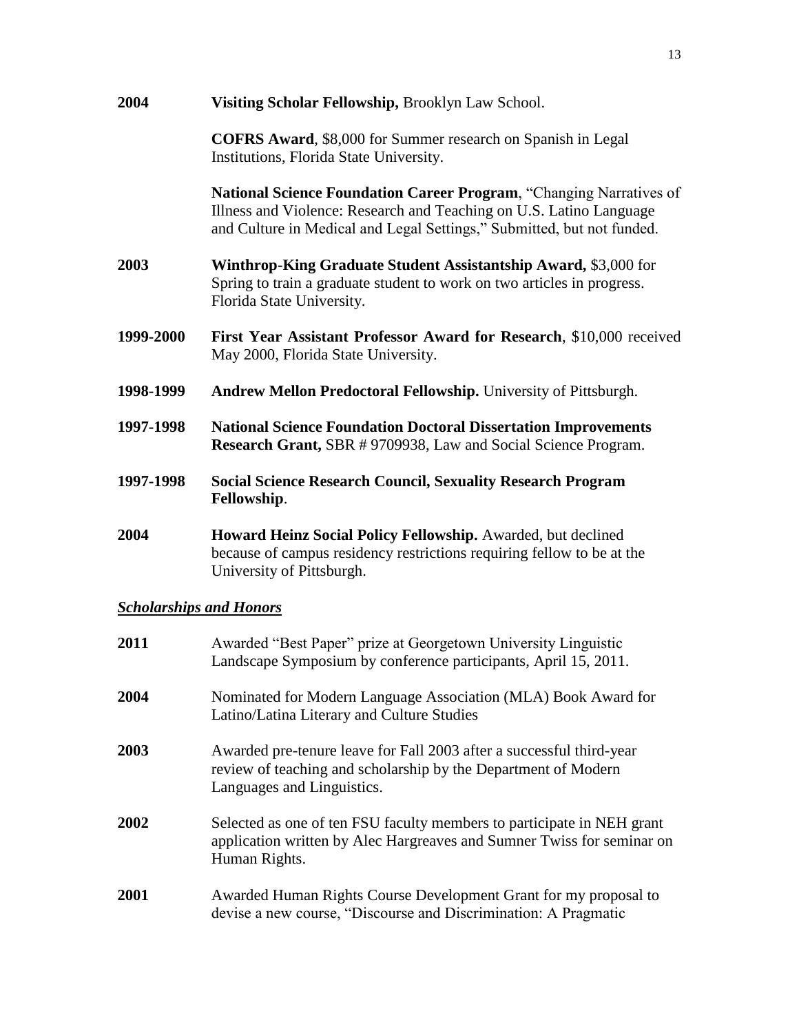**2004** **Visiting Scholar Fellowship,** Brooklyn Law School.

**COFRS Award**, $8,000 for Summer research on Spanish in Legal Institutions, Florida State University.

**National Science Foundation Career Program**, "Changing Narratives of Illness and Violence: Research and Teaching on U.S. Latino Language and Culture in Medical and Legal Settings," Submitted, but not funded.

**2003** **Winthrop-King Graduate Student Assistantship Award,** $3,000 for Spring to train a graduate student to work on two articles in progress. Florida State University.

**1999-2000** **First Year Assistant Professor Award for Research**, $10,000 received May 2000, Florida State University.

**1998-1999** **Andrew Mellon Predoctoral Fellowship.** University of Pittsburgh.

**1997-1998** **National Science Foundation Doctoral Dissertation Improvements Research Grant,** SBR # 9709938, Law and Social Science Program.

**1997-1998** **Social Science Research Council, Sexuality Research Program Fellowship**.

**2004** **Howard Heinz Social Policy Fellowship.** Awarded, but declined because of campus residency restrictions requiring fellow to be at the University of Pittsburgh.

***Scholarships and Honors***

**2011** Awarded "Best Paper" prize at Georgetown University Linguistic Landscape Symposium by conference participants, April 15, 2011.

**2004** Nominated for Modern Language Association (MLA) Book Award for Latino/Latina Literary and Culture Studies

**2003** Awarded pre-tenure leave for Fall 2003 after a successful third-year review of teaching and scholarship by the Department of Modern Languages and Linguistics.

**2002** Selected as one of ten FSU faculty members to participate in NEH grant application written by Alec Hargreaves and Sumner Twiss for seminar on Human Rights.

**2001** Awarded Human Rights Course Development Grant for my proposal to devise a new course, "Discourse and Discrimination: A Pragmatic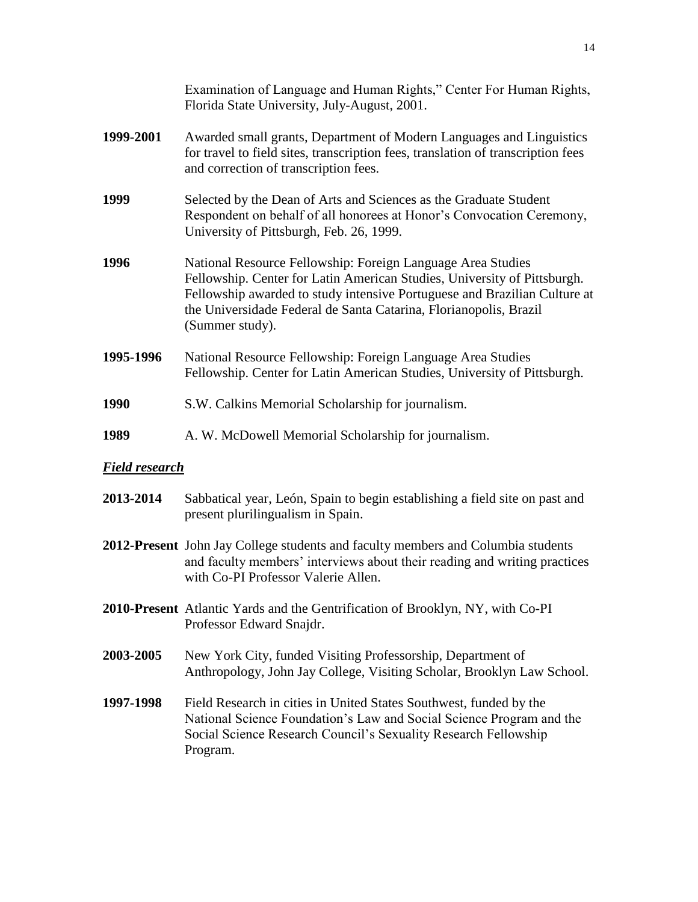Examination of Language and Human Rights," Center For Human Rights, Florida State University, July-August, 2001.

**1999-2001** Awarded small grants, Department of Modern Languages and Linguistics for travel to field sites, transcription fees, translation of transcription fees and correction of transcription fees.

**1999** Selected by the Dean of Arts and Sciences as the Graduate Student Respondent on behalf of all honorees at Honor's Convocation Ceremony, University of Pittsburgh, Feb. 26, 1999.

**1996** National Resource Fellowship: Foreign Language Area Studies Fellowship. Center for Latin American Studies, University of Pittsburgh. Fellowship awarded to study intensive Portuguese and Brazilian Culture at the Universidade Federal de Santa Catarina, Florianopolis, Brazil (Summer study).

**1995-1996** National Resource Fellowship: Foreign Language Area Studies Fellowship. Center for Latin American Studies, University of Pittsburgh.

**1990** S.W. Calkins Memorial Scholarship for journalism.

**1989** A. W. McDowell Memorial Scholarship for journalism.

***Field research***

**2013-2014** Sabbatical year, León, Spain to begin establishing a field site on past and present plurilingualism in Spain.

**2012-Present** John Jay College students and faculty members and Columbia students and faculty members' interviews about their reading and writing practices with Co-PI Professor Valerie Allen.

**2010-Present** Atlantic Yards and the Gentrification of Brooklyn, NY, with Co-PI Professor Edward Snajdr.

**2003-2005** New York City, funded Visiting Professorship, Department of Anthropology, John Jay College, Visiting Scholar, Brooklyn Law School.

**1997-1998** Field Research in cities in United States Southwest, funded by the National Science Foundation's Law and Social Science Program and the Social Science Research Council's Sexuality Research Fellowship Program.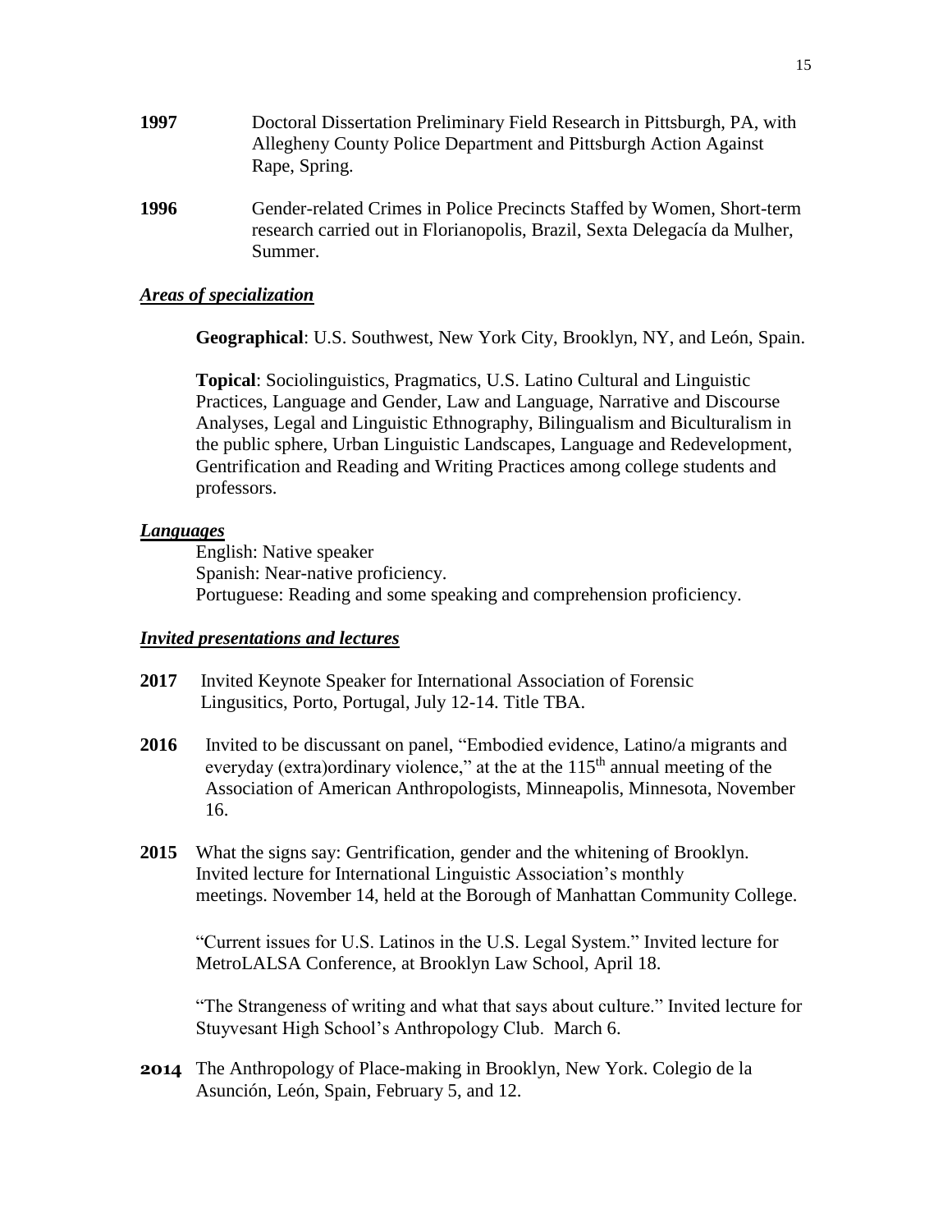**1997** Doctoral Dissertation Preliminary Field Research in Pittsburgh, PA, with Allegheny County Police Department and Pittsburgh Action Against Rape, Spring.

**1996** Gender-related Crimes in Police Precincts Staffed by Women, Short-term research carried out in Florianopolis, Brazil, Sexta Delegacía da Mulher, Summer.

***<u>Areas of specialization</u>***

**Geographical**: U.S. Southwest, New York City, Brooklyn, NY, and León, Spain.

**Topical**: Sociolinguistics, Pragmatics, U.S. Latino Cultural and Linguistic Practices, Language and Gender, Law and Language, Narrative and Discourse Analyses, Legal and Linguistic Ethnography, Bilingualism and Biculturalism in the public sphere, Urban Linguistic Landscapes, Language and Redevelopment, Gentrification and Reading and Writing Practices among college students and professors.

***<u>Languages</u>***

English: Native speaker
Spanish: Near-native proficiency.
Portuguese: Reading and some speaking and comprehension proficiency.

***<u>Invited presentations and lectures</u>***

**2017** Invited Keynote Speaker for International Association of Forensic Lingusitics, Porto, Portugal, July 12-14. Title TBA.

**2016** Invited to be discussant on panel, "Embodied evidence, Latino/a migrants and everyday (extra)ordinary violence," at the at the 115th annual meeting of the Association of American Anthropologists, Minneapolis, Minnesota, November 16.

**2015** What the signs say: Gentrification, gender and the whitening of Brooklyn. Invited lecture for International Linguistic Association's monthly meetings. November 14, held at the Borough of Manhattan Community College.

"Current issues for U.S. Latinos in the U.S. Legal System." Invited lecture for MetroLALSA Conference, at Brooklyn Law School, April 18.

"The Strangeness of writing and what that says about culture." Invited lecture for Stuyvesant High School's Anthropology Club. March 6.

**2014** The Anthropology of Place-making in Brooklyn, New York. Colegio de la Asunción, León, Spain, February 5, and 12.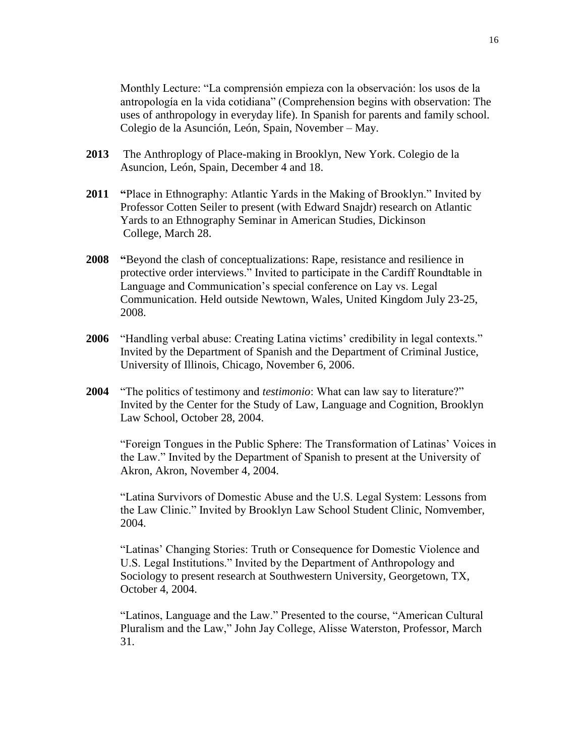Monthly Lecture: "La comprensión empieza con la observación: los usos de la antropología en la vida cotidiana" (Comprehension begins with observation: The uses of anthropology in everyday life). In Spanish for parents and family school. Colegio de la Asunción, León, Spain, November – May.

**2013** The Anthroplogy of Place-making in Brooklyn, New York. Colegio de la Asuncion, León, Spain, December 4 and 18.

**2011** **"**Place in Ethnography: Atlantic Yards in the Making of Brooklyn." Invited by Professor Cotten Seiler to present (with Edward Snajdr) research on Atlantic Yards to an Ethnography Seminar in American Studies, Dickinson College, March 28.

**2008** **"**Beyond the clash of conceptualizations: Rape, resistance and resilience in protective order interviews." Invited to participate in the Cardiff Roundtable in Language and Communication's special conference on Lay vs. Legal Communication. Held outside Newtown, Wales, United Kingdom July 23-25, 2008.

**2006** "Handling verbal abuse: Creating Latina victims' credibility in legal contexts." Invited by the Department of Spanish and the Department of Criminal Justice, University of Illinois, Chicago, November 6, 2006.

**2004** "The politics of testimony and *testimonio*: What can law say to literature?" Invited by the Center for the Study of Law, Language and Cognition, Brooklyn Law School, October 28, 2004.

"Foreign Tongues in the Public Sphere: The Transformation of Latinas' Voices in the Law." Invited by the Department of Spanish to present at the University of Akron, Akron, November 4, 2004.

"Latina Survivors of Domestic Abuse and the U.S. Legal System: Lessons from the Law Clinic." Invited by Brooklyn Law School Student Clinic, Nomvember, 2004.

"Latinas' Changing Stories: Truth or Consequence for Domestic Violence and U.S. Legal Institutions." Invited by the Department of Anthropology and Sociology to present research at Southwestern University, Georgetown, TX, October 4, 2004.

"Latinos, Language and the Law." Presented to the course, "American Cultural Pluralism and the Law," John Jay College, Alisse Waterston, Professor, March 31.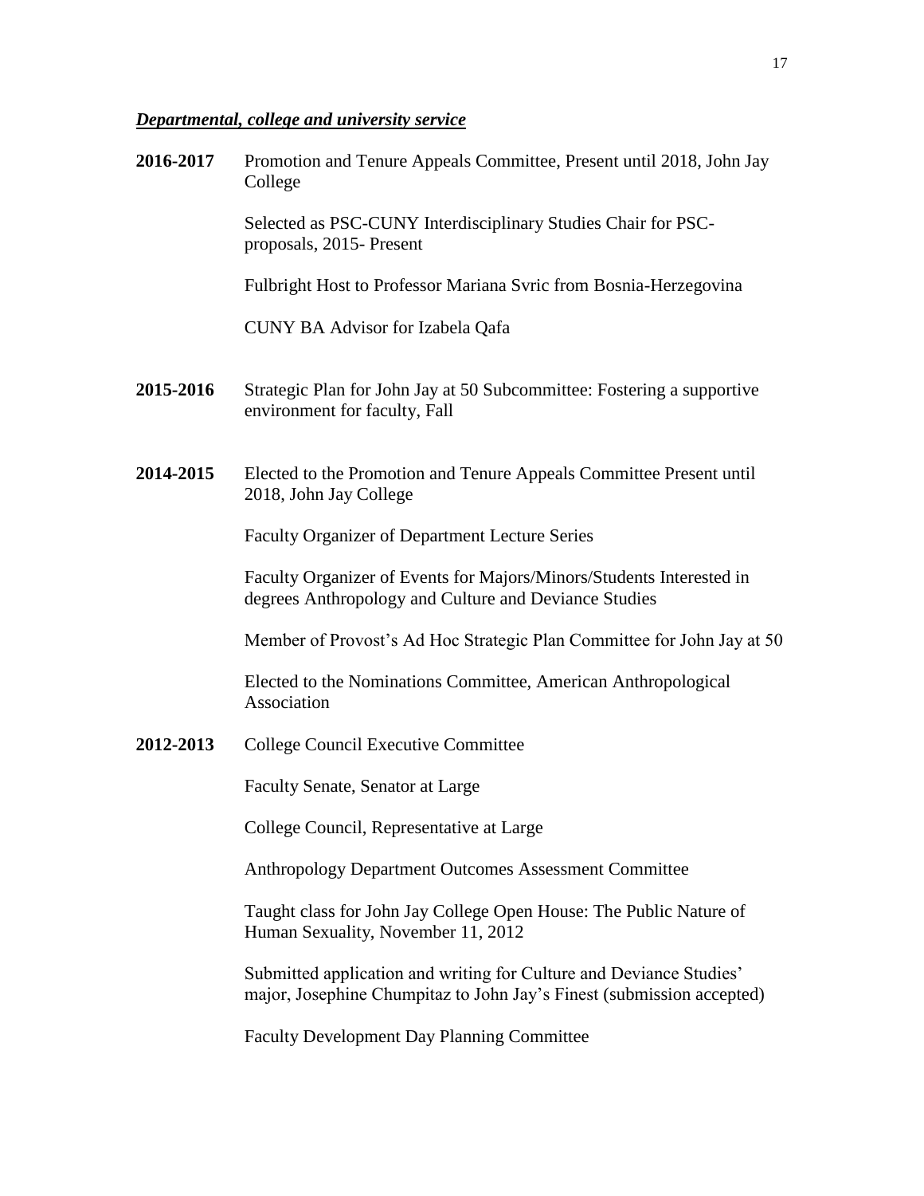***Departmental, college and university service***

**2016-2017** Promotion and Tenure Appeals Committee, Present until 2018, John Jay College

Selected as PSC-CUNY Interdisciplinary Studies Chair for PSC-proposals, 2015- Present

Fulbright Host to Professor Mariana Svric from Bosnia-Herzegovina

CUNY BA Advisor for Izabela Qafa

**2015-2016** Strategic Plan for John Jay at 50 Subcommittee: Fostering a supportive environment for faculty, Fall

**2014-2015** Elected to the Promotion and Tenure Appeals Committee Present until 2018, John Jay College

Faculty Organizer of Department Lecture Series

Faculty Organizer of Events for Majors/Minors/Students Interested in degrees Anthropology and Culture and Deviance Studies

Member of Provost's Ad Hoc Strategic Plan Committee for John Jay at 50

Elected to the Nominations Committee, American Anthropological Association

**2012-2013** College Council Executive Committee

Faculty Senate, Senator at Large

College Council, Representative at Large

Anthropology Department Outcomes Assessment Committee

Taught class for John Jay College Open House: The Public Nature of Human Sexuality, November 11, 2012

Submitted application and writing for Culture and Deviance Studies' major, Josephine Chumpitaz to John Jay's Finest (submission accepted)

Faculty Development Day Planning Committee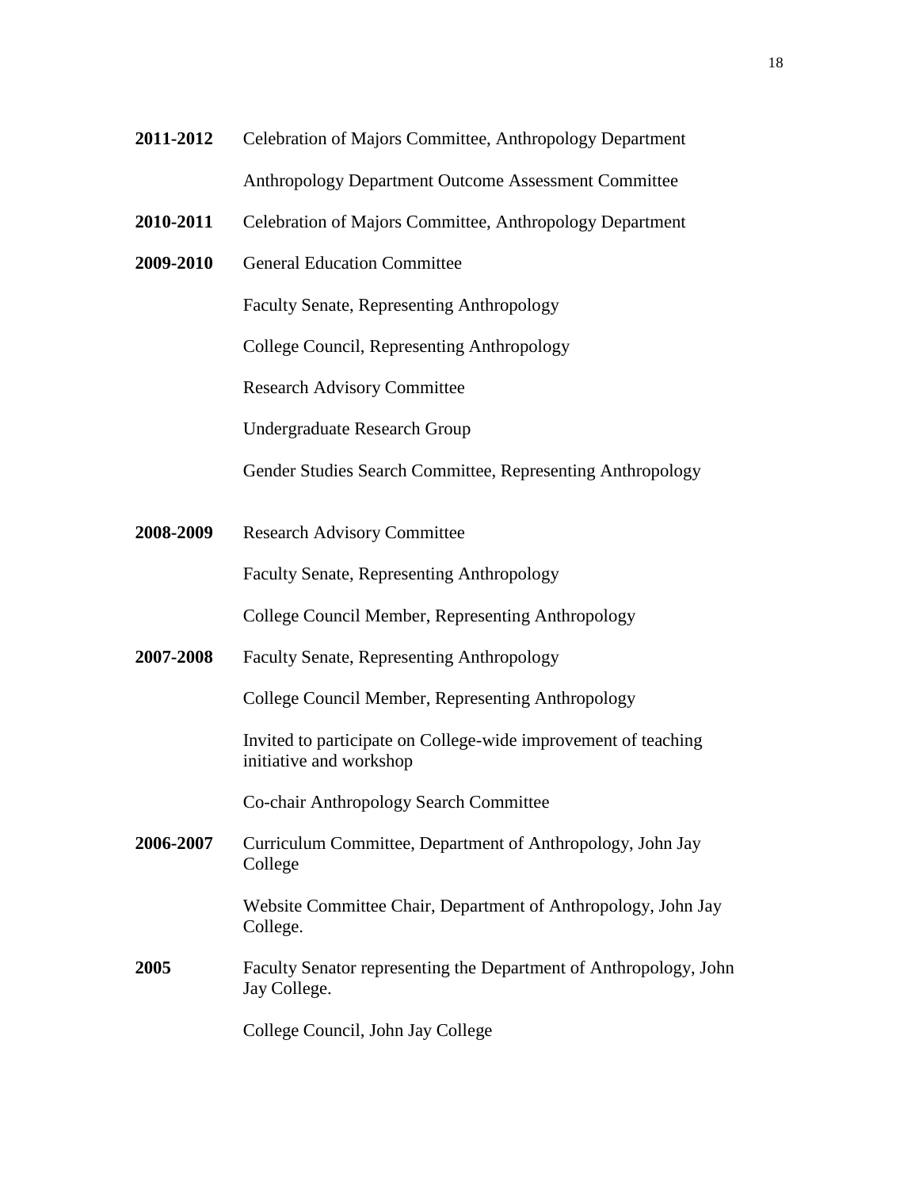**2011-2012** Celebration of Majors Committee, Anthropology Department

Anthropology Department Outcome Assessment Committee

**2010-2011** Celebration of Majors Committee, Anthropology Department

**2009-2010** General Education Committee

Faculty Senate, Representing Anthropology

College Council, Representing Anthropology

Research Advisory Committee

Undergraduate Research Group

Gender Studies Search Committee, Representing Anthropology

**2008-2009** Research Advisory Committee

Faculty Senate, Representing Anthropology

College Council Member, Representing Anthropology

**2007-2008** Faculty Senate, Representing Anthropology

College Council Member, Representing Anthropology

Invited to participate on College-wide improvement of teaching initiative and workshop

Co-chair Anthropology Search Committee

**2006-2007** Curriculum Committee, Department of Anthropology, John Jay College

Website Committee Chair, Department of Anthropology, John Jay College.

**2005** Faculty Senator representing the Department of Anthropology, John Jay College.

College Council, John Jay College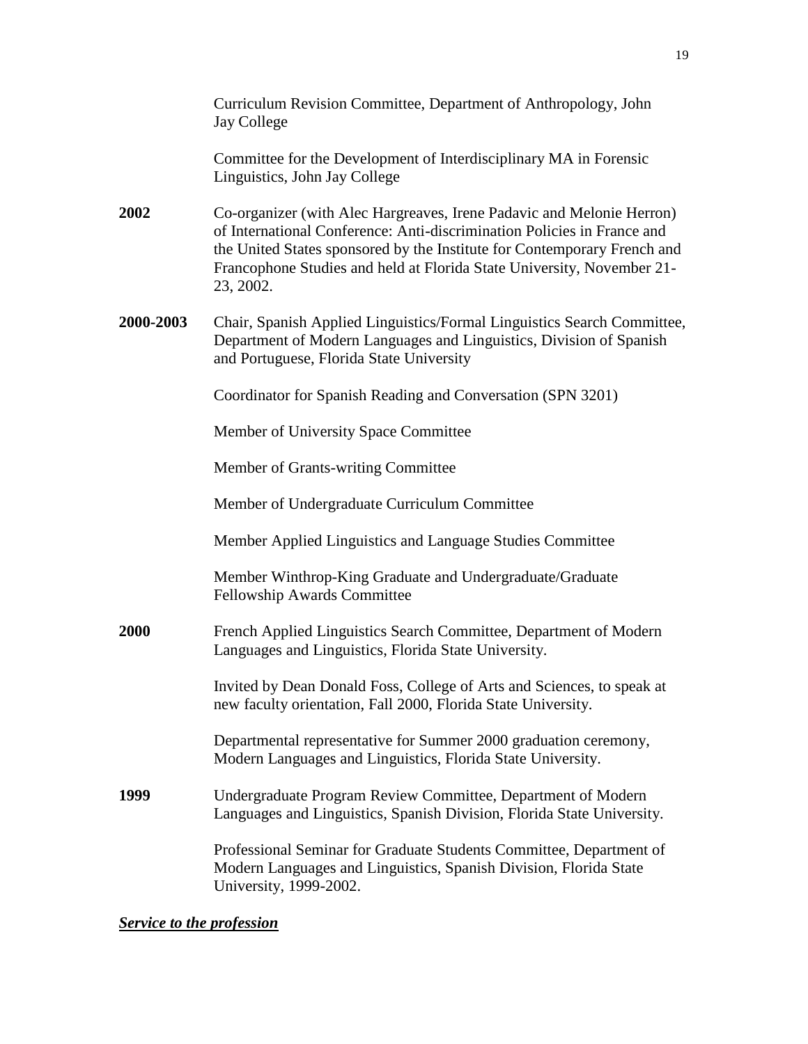Curriculum Revision Committee, Department of Anthropology, John Jay College

Committee for the Development of Interdisciplinary MA in Forensic Linguistics, John Jay College

**2002** Co-organizer (with Alec Hargreaves, Irene Padavic and Melonie Herron) of International Conference: Anti-discrimination Policies in France and the United States sponsored by the Institute for Contemporary French and Francophone Studies and held at Florida State University, November 21-23, 2002.

**2000-2003** Chair, Spanish Applied Linguistics/Formal Linguistics Search Committee, Department of Modern Languages and Linguistics, Division of Spanish and Portuguese, Florida State University

Coordinator for Spanish Reading and Conversation (SPN 3201)

Member of University Space Committee

Member of Grants-writing Committee

Member of Undergraduate Curriculum Committee

Member Applied Linguistics and Language Studies Committee

Member Winthrop-King Graduate and Undergraduate/Graduate Fellowship Awards Committee

**2000** French Applied Linguistics Search Committee, Department of Modern Languages and Linguistics, Florida State University.

Invited by Dean Donald Foss, College of Arts and Sciences, to speak at new faculty orientation, Fall 2000, Florida State University.

Departmental representative for Summer 2000 graduation ceremony, Modern Languages and Linguistics, Florida State University.

**1999** Undergraduate Program Review Committee, Department of Modern Languages and Linguistics, Spanish Division, Florida State University.

Professional Seminar for Graduate Students Committee, Department of Modern Languages and Linguistics, Spanish Division, Florida State University, 1999-2002.

***<u>Service to the profession</u>***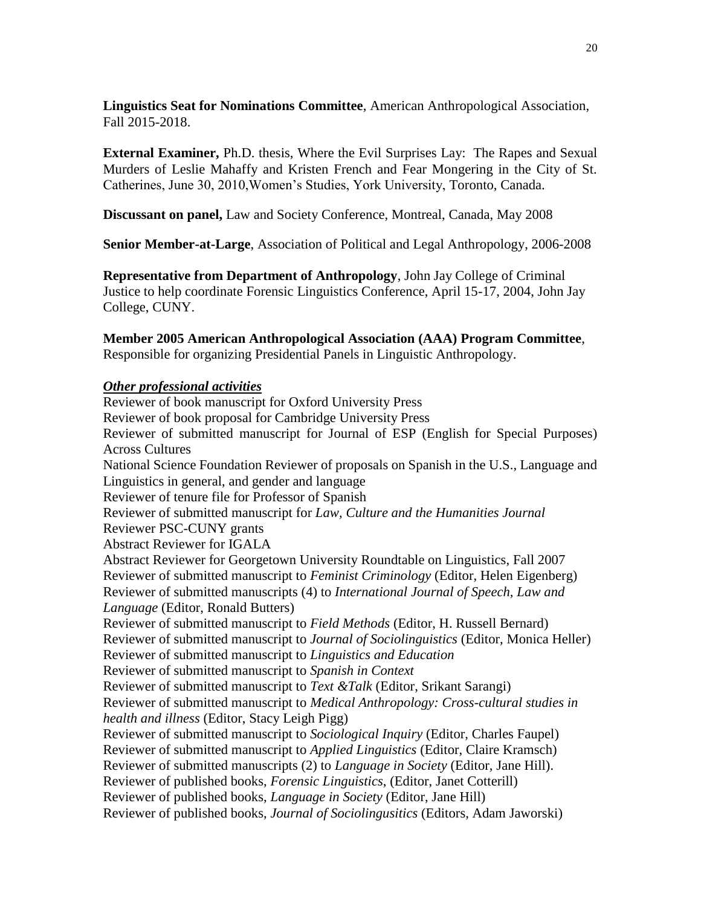**Linguistics Seat for Nominations Committee**, American Anthropological Association, Fall 2015-2018.

**External Examiner,** Ph.D. thesis, Where the Evil Surprises Lay: The Rapes and Sexual Murders of Leslie Mahaffy and Kristen French and Fear Mongering in the City of St. Catherines, June 30, 2010,Women's Studies, York University, Toronto, Canada.

**Discussant on panel,** Law and Society Conference, Montreal, Canada, May 2008

**Senior Member-at-Large**, Association of Political and Legal Anthropology, 2006-2008

**Representative from Department of Anthropology**, John Jay College of Criminal Justice to help coordinate Forensic Linguistics Conference, April 15-17, 2004, John Jay College, CUNY.

**Member 2005 American Anthropological Association (AAA) Program Committee**, Responsible for organizing Presidential Panels in Linguistic Anthropology.

***Other professional activities***

Reviewer of book manuscript for Oxford University Press
Reviewer of book proposal for Cambridge University Press
Reviewer of submitted manuscript for Journal of ESP (English for Special Purposes) Across Cultures
National Science Foundation Reviewer of proposals on Spanish in the U.S., Language and Linguistics in general, and gender and language
Reviewer of tenure file for Professor of Spanish
Reviewer of submitted manuscript for *Law, Culture and the Humanities Journal*
Reviewer PSC-CUNY grants
Abstract Reviewer for IGALA
Abstract Reviewer for Georgetown University Roundtable on Linguistics, Fall 2007
Reviewer of submitted manuscript to *Feminist Criminology* (Editor, Helen Eigenberg)
Reviewer of submitted manuscripts (4) to *International Journal of Speech, Law and Language* (Editor, Ronald Butters)
Reviewer of submitted manuscript to *Field Methods* (Editor, H. Russell Bernard)
Reviewer of submitted manuscript to *Journal of Sociolinguistics* (Editor, Monica Heller)
Reviewer of submitted manuscript to *Linguistics and Education*
Reviewer of submitted manuscript to *Spanish in Context*
Reviewer of submitted manuscript to *Text &Talk* (Editor, Srikant Sarangi)
Reviewer of submitted manuscript to *Medical Anthropology: Cross-cultural studies in health and illness* (Editor, Stacy Leigh Pigg)
Reviewer of submitted manuscript to *Sociological Inquiry* (Editor, Charles Faupel)
Reviewer of submitted manuscript to *Applied Linguistics* (Editor, Claire Kramsch)
Reviewer of submitted manuscripts (2) to *Language in Society* (Editor, Jane Hill).
Reviewer of published books, *Forensic Linguistics*, (Editor, Janet Cotterill)
Reviewer of published books, *Language in Society* (Editor, Jane Hill)
Reviewer of published books, *Journal of Sociolingusitics* (Editors, Adam Jaworski)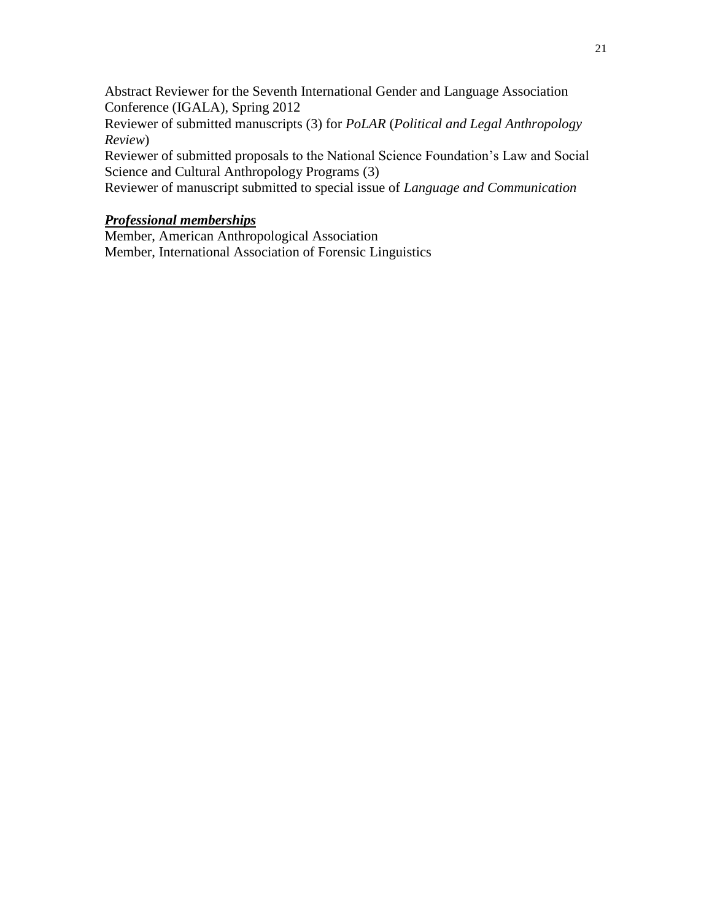Abstract Reviewer for the Seventh International Gender and Language Association Conference (IGALA), Spring 2012

Reviewer of submitted manuscripts (3) for *PoLAR* (*Political and Legal Anthropology Review*)

Reviewer of submitted proposals to the National Science Foundation's Law and Social Science and Cultural Anthropology Programs (3)

Reviewer of manuscript submitted to special issue of *Language and Communication*

***Professional memberships***

Member, American Anthropological Association

Member, International Association of Forensic Linguistics